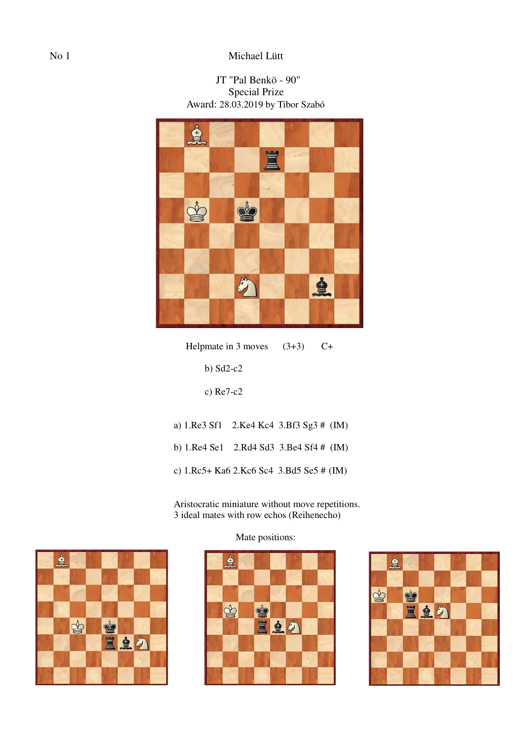No 1

Michael Lütt

JT "Pal Benkö - 90"
Special Prize
Award: 28.03.2019 by Tibor Szabó

Helpmate in 3 moves (3+3) C+

b) Sd2-c2

c) Re7-c2

a) 1.Re3 Sf1 2.Ke4 Kc4 3.Bf3 Sg3 # (IM)

b) 1.Re4 Se1 2.Rd4 Sd3 3.Be4 Sf4 # (IM)

c) 1.Rc5+ Ka6 2.Kc6 Sc4 3.Bd5 Se5 # (IM)

Aristocratic miniature without move repetitions.
3 ideal mates with row echos (Reihenecho)

Mate positions: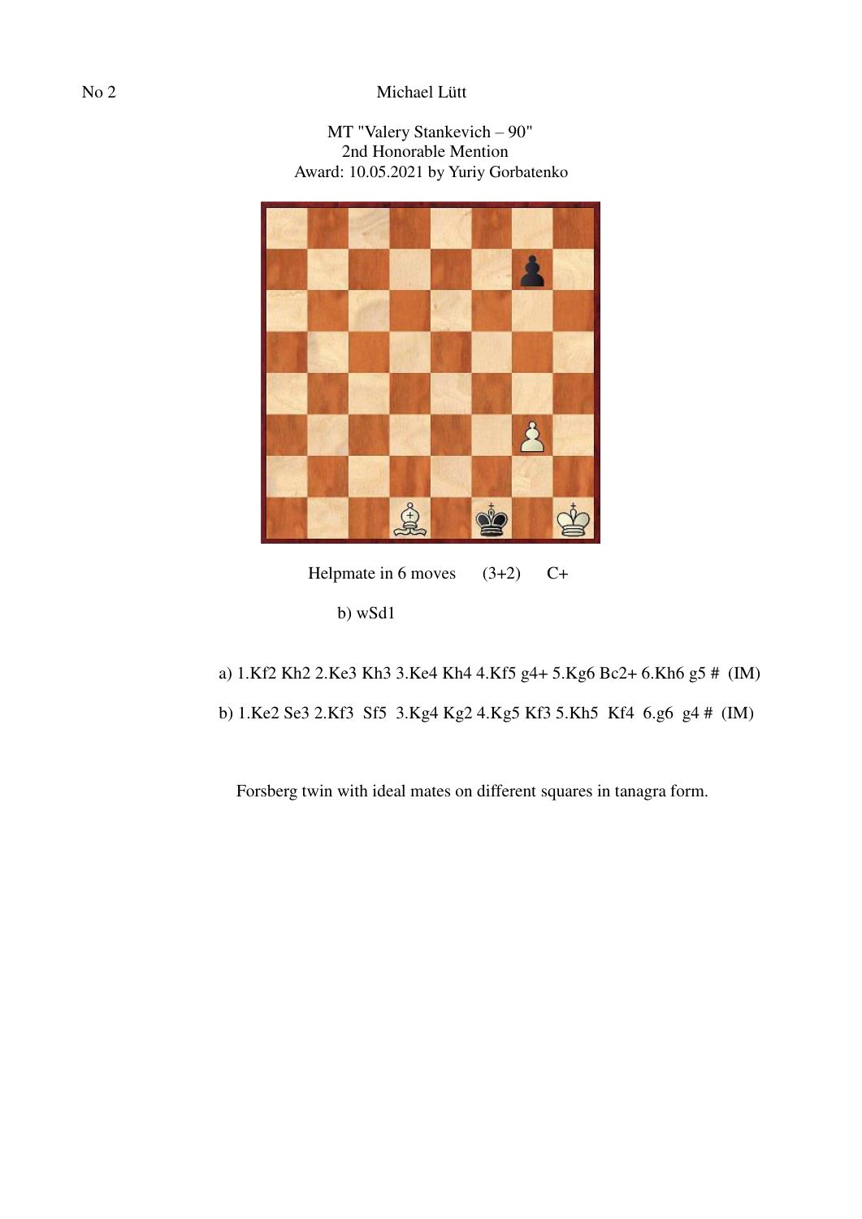No 2

Michael Lütt

MT "Valery Stankevich – 90"
2nd Honorable Mention
Award: 10.05.2021 by Yuriy Gorbatenko

Helpmate in 6 moves (3+2) C+

b) wSd1

a) 1.Kf2 Kh2 2.Ke3 Kh3 3.Ke4 Kh4 4.Kf5 g4+ 5.Kg6 Bc2+ 6.Kh6 g5 # (IM)

b) 1.Ke2 Se3 2.Kf3 Sf5 3.Kg4 Kg2 4.Kg5 Kf3 5.Kh5 Kf4 6.g6 g4 # (IM)

Forsberg twin with ideal mates on different squares in tanagra form.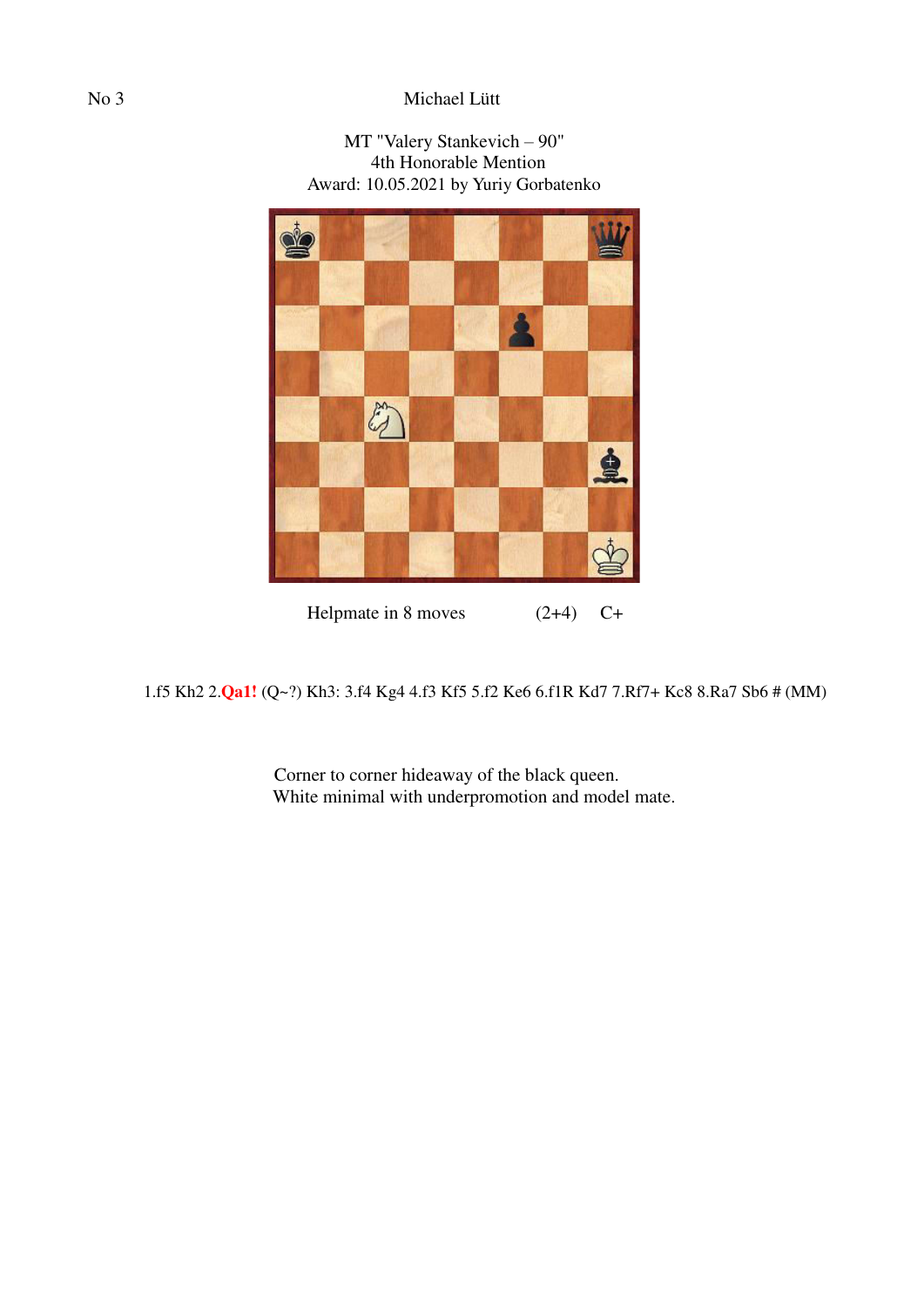No 3

Michael Lütt

MT "Valery Stankevich – 90"
4th Honorable Mention
Award: 10.05.2021 by Yuriy Gorbatenko

Helpmate in 8 moves (2+4) C+

1.f5 Kh2 2.**Qa1!** (Q~?) Kh3: 3.f4 Kg4 4.f3 Kf5 5.f2 Ke6 6.f1R Kd7 7.Rf7+ Kc8 8.Ra7 Sb6 # (MM)

Corner to corner hideaway of the black queen.
White minimal with underpromotion and model mate.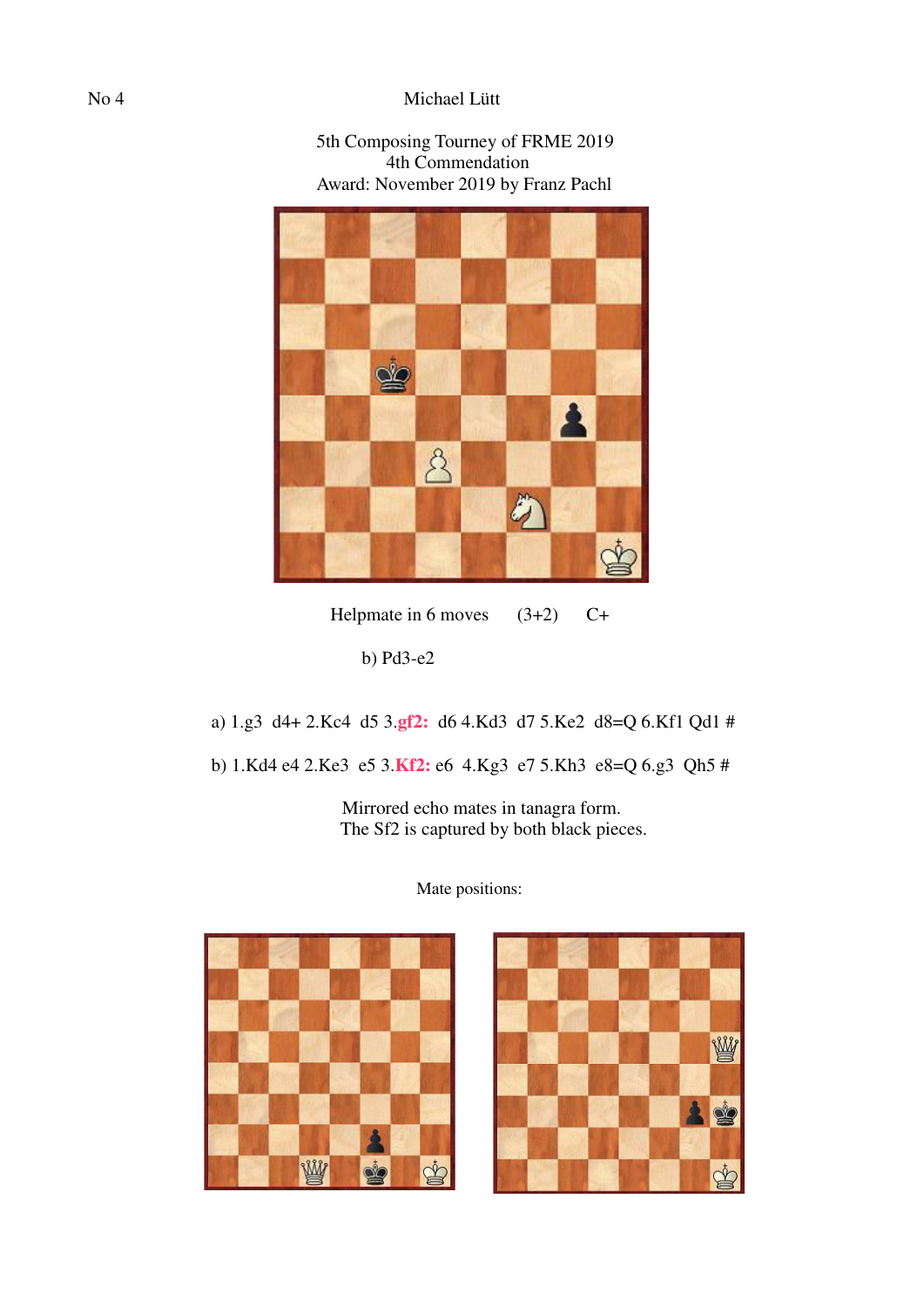No 4

Michael Lütt

5th Composing Tourney of FRME 2019
4th Commendation
Award: November 2019 by Franz Pachl

Helpmate in 6 moves (3+2) C+

b) Pd3-e2

a) 1.g3 d4+ 2.Kc4 d5 3.gf2: d6 4.Kd3 d7 5.Ke2 d8=Q 6.Kf1 Qd1 #

b) 1.Kd4 e4 2.Ke3 e5 3.Kf2: e6 4.Kg3 e7 5.Kh3 e8=Q 6.g3 Qh5 #

Mirrored echo mates in tanagra form.
The Sf2 is captured by both black pieces.

Mate positions: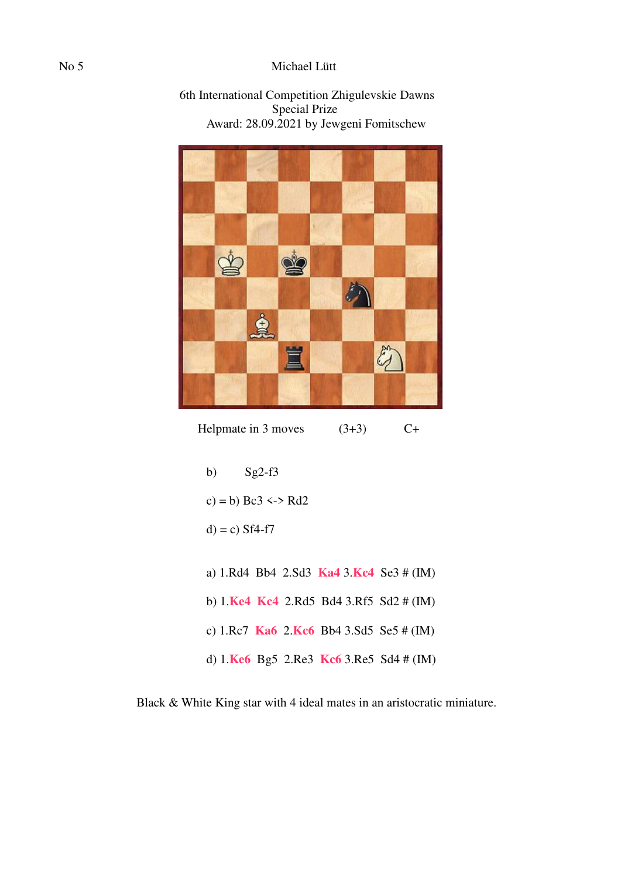No 5

Michael Lütt

6th International Competition Zhigulevskie Dawns
Special Prize
Award: 28.09.2021 by Jewgeni Fomitschew

Helpmate in 3 moves (3+3) C+

b) Sg2-f3

c) = b) Bc3 <-> Rd2

d) = c) Sf4-f7

a) 1.Rd4 Bb4 2.Sd3 **Ka4** 3.**Kc4** Se3 # (IM)

b) 1.**Ke4** **Kc4** 2.Rd5 Bd4 3.Rf5 Sd2 # (IM)

c) 1.Rc7 **Ka6** 2.**Kc6** Bb4 3.Sd5 Se5 # (IM)

d) 1.**Ke6** Bg5 2.Re3 **Kc6** 3.Re5 Sd4 # (IM)

Black & White King star with 4 ideal mates in an aristocratic miniature.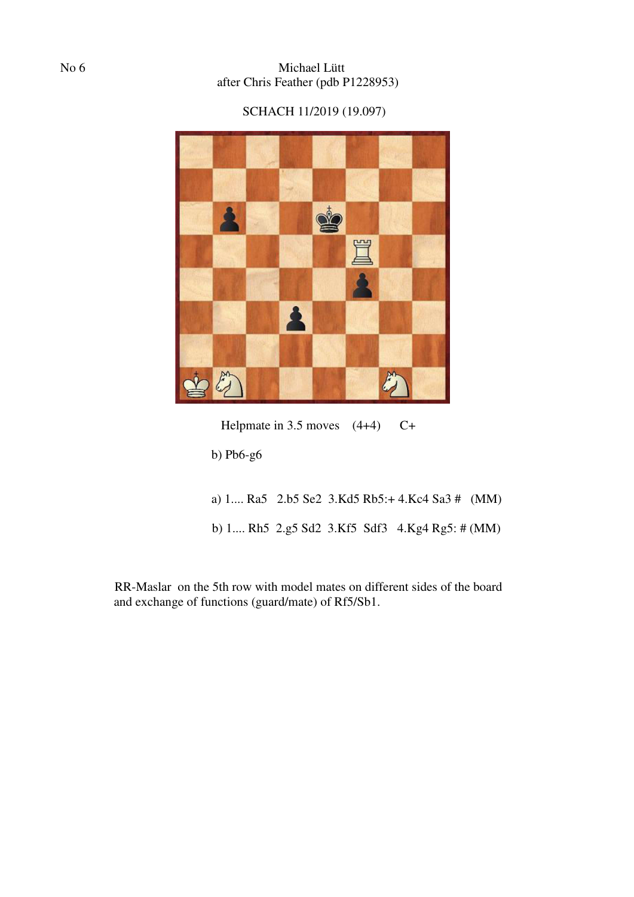No 6

Michael Lütt
after Chris Feather (pdb P1228953)

SCHACH 11/2019 (19.097)

Helpmate in 3.5 moves (4+4) C+

b) Pb6-g6

a) 1.... Ra5 2.b5 Se2 3.Kd5 Rb5:+ 4.Kc4 Sa3 # (MM)

b) 1.... Rh5 2.g5 Sd2 3.Kf5 Sdf3 4.Kg4 Rg5: # (MM)

RR-Maslar on the 5th row with model mates on different sides of the board and exchange of functions (guard/mate) of Rf5/Sb1.